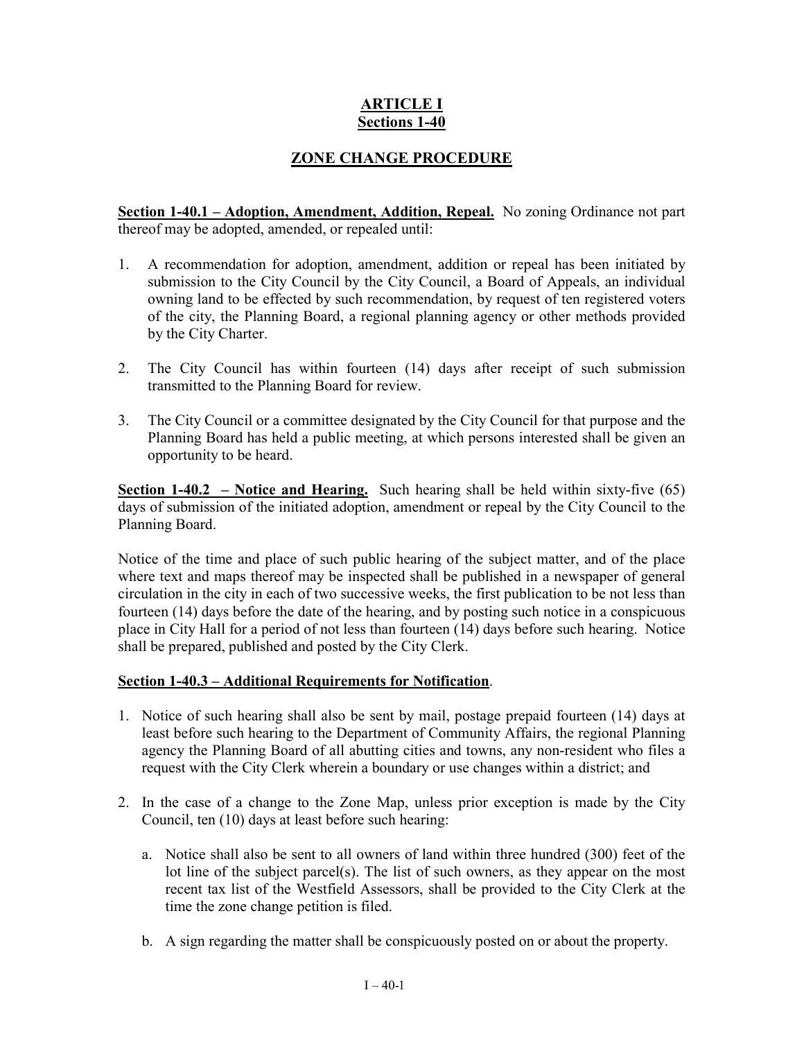# ARTICLE I
## Sections 1-40

## ZONE CHANGE PROCEDURE

**Section 1-40.1 – Adoption, Amendment, Addition, Repeal.** No zoning Ordinance not part thereof may be adopted, amended, or repealed until:

1. A recommendation for adoption, amendment, addition or repeal has been initiated by submission to the City Council by the City Council, a Board of Appeals, an individual owning land to be effected by such recommendation, by request of ten registered voters of the city, the Planning Board, a regional planning agency or other methods provided by the City Charter.

2. The City Council has within fourteen (14) days after receipt of such submission transmitted to the Planning Board for review.

3. The City Council or a committee designated by the City Council for that purpose and the Planning Board has held a public meeting, at which persons interested shall be given an opportunity to be heard.

**Section 1-40.2 – Notice and Hearing.** Such hearing shall be held within sixty-five (65) days of submission of the initiated adoption, amendment or repeal by the City Council to the Planning Board.

Notice of the time and place of such public hearing of the subject matter, and of the place where text and maps thereof may be inspected shall be published in a newspaper of general circulation in the city in each of two successive weeks, the first publication to be not less than fourteen (14) days before the date of the hearing, and by posting such notice in a conspicuous place in City Hall for a period of not less than fourteen (14) days before such hearing. Notice shall be prepared, published and posted by the City Clerk.

**Section 1-40.3 – Additional Requirements for Notification**.

1. Notice of such hearing shall also be sent by mail, postage prepaid fourteen (14) days at least before such hearing to the Department of Community Affairs, the regional Planning agency the Planning Board of all abutting cities and towns, any non-resident who files a request with the City Clerk wherein a boundary or use changes within a district; and

2. In the case of a change to the Zone Map, unless prior exception is made by the City Council, ten (10) days at least before such hearing:

   a. Notice shall also be sent to all owners of land within three hundred (300) feet of the lot line of the subject parcel(s). The list of such owners, as they appear on the most recent tax list of the Westfield Assessors, shall be provided to the City Clerk at the time the zone change petition is filed.

   b. A sign regarding the matter shall be conspicuously posted on or about the property.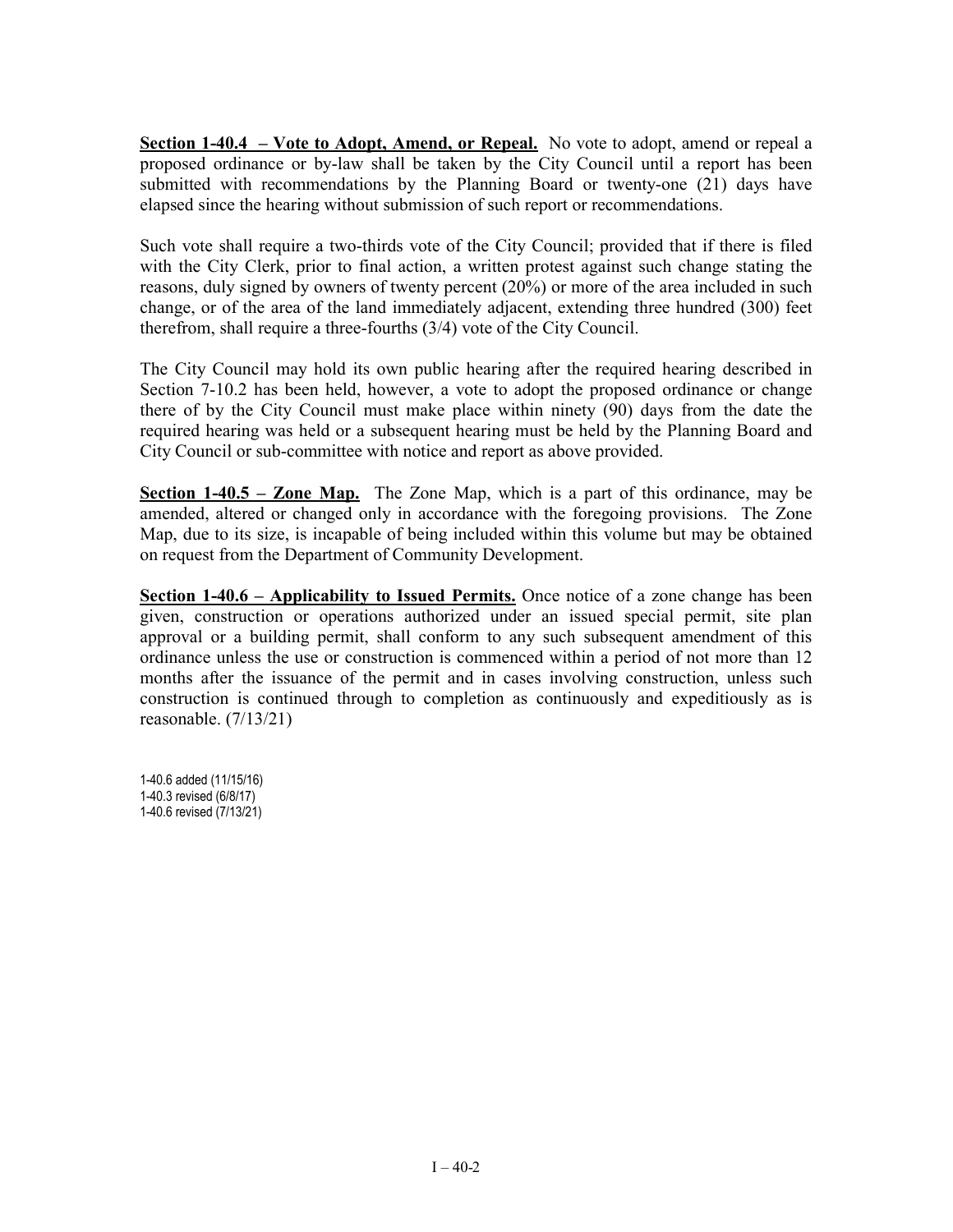**Section 1-40.4 – Vote to Adopt, Amend, or Repeal.** No vote to adopt, amend or repeal a proposed ordinance or by-law shall be taken by the City Council until a report has been submitted with recommendations by the Planning Board or twenty-one (21) days have elapsed since the hearing without submission of such report or recommendations.

Such vote shall require a two-thirds vote of the City Council; provided that if there is filed with the City Clerk, prior to final action, a written protest against such change stating the reasons, duly signed by owners of twenty percent (20%) or more of the area included in such change, or of the area of the land immediately adjacent, extending three hundred (300) feet therefrom, shall require a three-fourths (3/4) vote of the City Council.

The City Council may hold its own public hearing after the required hearing described in Section 7-10.2 has been held, however, a vote to adopt the proposed ordinance or change there of by the City Council must make place within ninety (90) days from the date the required hearing was held or a subsequent hearing must be held by the Planning Board and City Council or sub-committee with notice and report as above provided.

**Section 1-40.5 – Zone Map.** The Zone Map, which is a part of this ordinance, may be amended, altered or changed only in accordance with the foregoing provisions. The Zone Map, due to its size, is incapable of being included within this volume but may be obtained on request from the Department of Community Development.

**Section 1-40.6 – Applicability to Issued Permits.** Once notice of a zone change has been given, construction or operations authorized under an issued special permit, site plan approval or a building permit, shall conform to any such subsequent amendment of this ordinance unless the use or construction is commenced within a period of not more than 12 months after the issuance of the permit and in cases involving construction, unless such construction is continued through to completion as continuously and expeditiously as is reasonable. (7/13/21)

1-40.6 added (11/15/16)
1-40.3 revised (6/8/17)
1-40.6 revised (7/13/21)